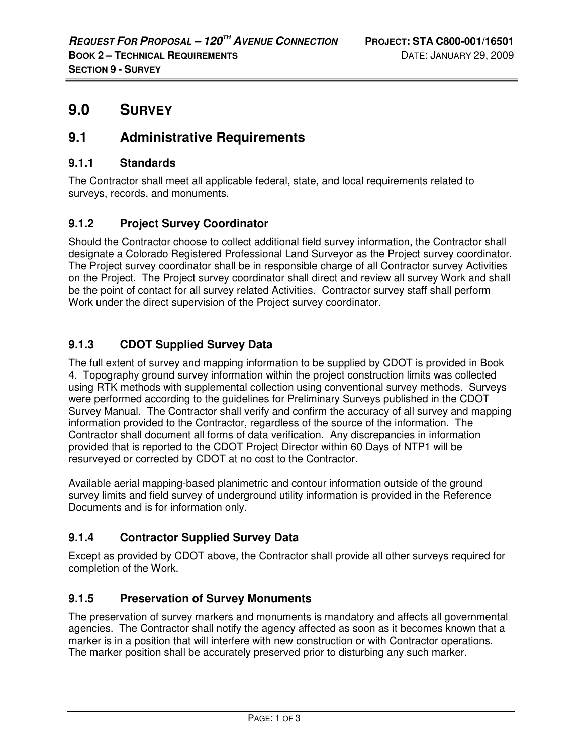# 9.0 SURVEY

## 9.1 Administrative Requirements

### 9.1.1 Standards

The Contractor shall meet all applicable federal, state, and local requirements related to surveys, records, and monuments.

### 9.1.2 Project Survey Coordinator

Should the Contractor choose to collect additional field survey information, the Contractor shall designate a Colorado Registered Professional Land Surveyor as the Project survey coordinator. The Project survey coordinator shall be in responsible charge of all Contractor survey Activities on the Project. The Project survey coordinator shall direct and review all survey Work and shall be the point of contact for all survey related Activities. Contractor survey staff shall perform Work under the direct supervision of the Project survey coordinator.

### 9.1.3 CDOT Supplied Survey Data

The full extent of survey and mapping information to be supplied by CDOT is provided in Book 4. Topography ground survey information within the project construction limits was collected using RTK methods with supplemental collection using conventional survey methods. Surveys were performed according to the guidelines for Preliminary Surveys published in the CDOT Survey Manual. The Contractor shall verify and confirm the accuracy of all survey and mapping information provided to the Contractor, regardless of the source of the information. The Contractor shall document all forms of data verification. Any discrepancies in information provided that is reported to the CDOT Project Director within 60 Days of NTP1 will be resurveyed or corrected by CDOT at no cost to the Contractor.

Available aerial mapping-based planimetric and contour information outside of the ground survey limits and field survey of underground utility information is provided in the Reference Documents and is for information only.

### 9.1.4 Contractor Supplied Survey Data

Except as provided by CDOT above, the Contractor shall provide all other surveys required for completion of the Work.

### 9.1.5 Preservation of Survey Monuments

The preservation of survey markers and monuments is mandatory and affects all governmental agencies. The Contractor shall notify the agency affected as soon as it becomes known that a marker is in a position that will interfere with new construction or with Contractor operations. The marker position shall be accurately preserved prior to disturbing any such marker.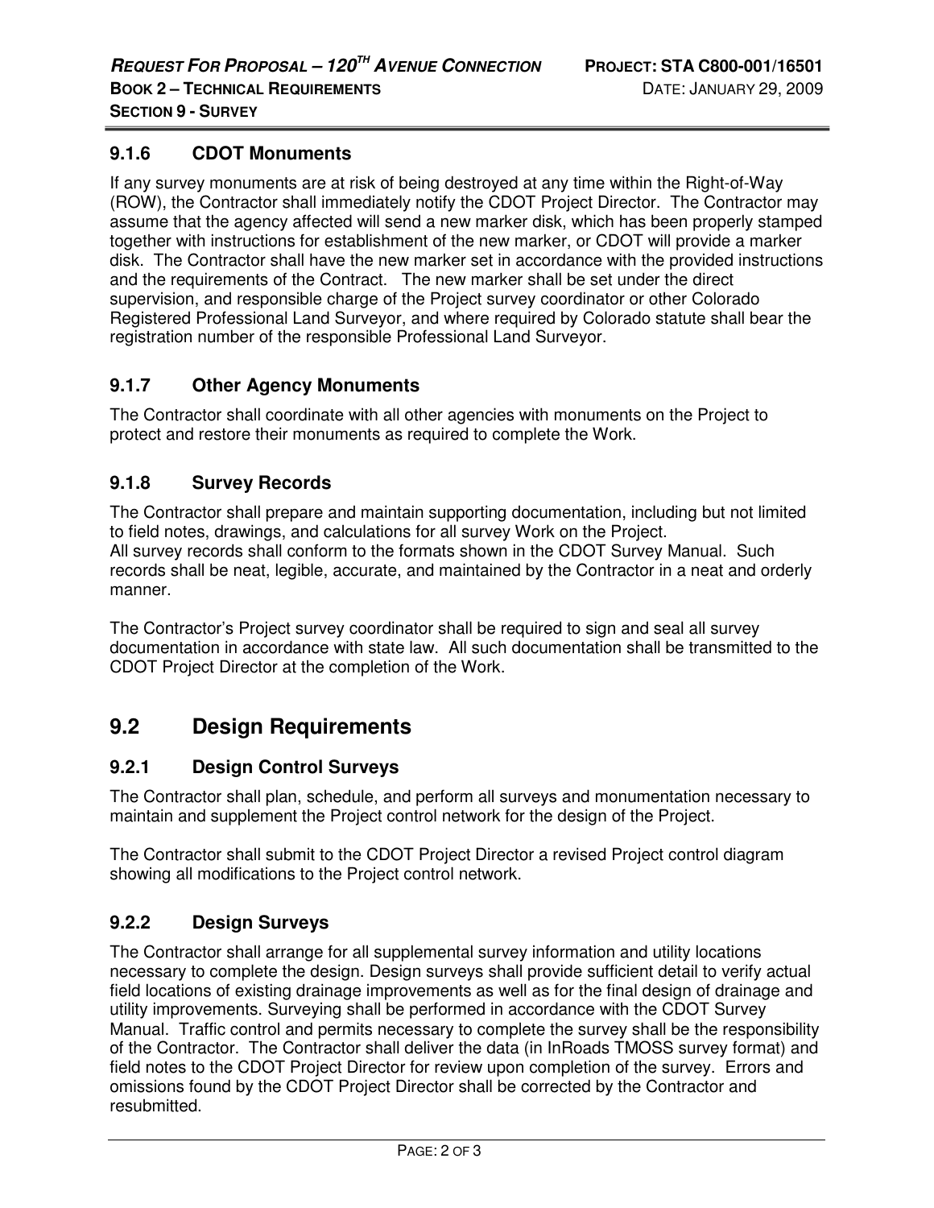### 9.1.6 CDOT Monuments

If any survey monuments are at risk of being destroyed at any time within the Right-of-Way (ROW), the Contractor shall immediately notify the CDOT Project Director. The Contractor may assume that the agency affected will send a new marker disk, which has been properly stamped together with instructions for establishment of the new marker, or CDOT will provide a marker disk. The Contractor shall have the new marker set in accordance with the provided instructions and the requirements of the Contract. The new marker shall be set under the direct supervision, and responsible charge of the Project survey coordinator or other Colorado Registered Professional Land Surveyor, and where required by Colorado statute shall bear the registration number of the responsible Professional Land Surveyor.

### 9.1.7 Other Agency Monuments

The Contractor shall coordinate with all other agencies with monuments on the Project to protect and restore their monuments as required to complete the Work.

### 9.1.8 Survey Records

The Contractor shall prepare and maintain supporting documentation, including but not limited to field notes, drawings, and calculations for all survey Work on the Project.
All survey records shall conform to the formats shown in the CDOT Survey Manual. Such records shall be neat, legible, accurate, and maintained by the Contractor in a neat and orderly manner.

The Contractor's Project survey coordinator shall be required to sign and seal all survey documentation in accordance with state law. All such documentation shall be transmitted to the CDOT Project Director at the completion of the Work.

## 9.2 Design Requirements

### 9.2.1 Design Control Surveys

The Contractor shall plan, schedule, and perform all surveys and monumentation necessary to maintain and supplement the Project control network for the design of the Project.

The Contractor shall submit to the CDOT Project Director a revised Project control diagram showing all modifications to the Project control network.

### 9.2.2 Design Surveys

The Contractor shall arrange for all supplemental survey information and utility locations necessary to complete the design. Design surveys shall provide sufficient detail to verify actual field locations of existing drainage improvements as well as for the final design of drainage and utility improvements. Surveying shall be performed in accordance with the CDOT Survey Manual. Traffic control and permits necessary to complete the survey shall be the responsibility of the Contractor. The Contractor shall deliver the data (in InRoads TMOSS survey format) and field notes to the CDOT Project Director for review upon completion of the survey. Errors and omissions found by the CDOT Project Director shall be corrected by the Contractor and resubmitted.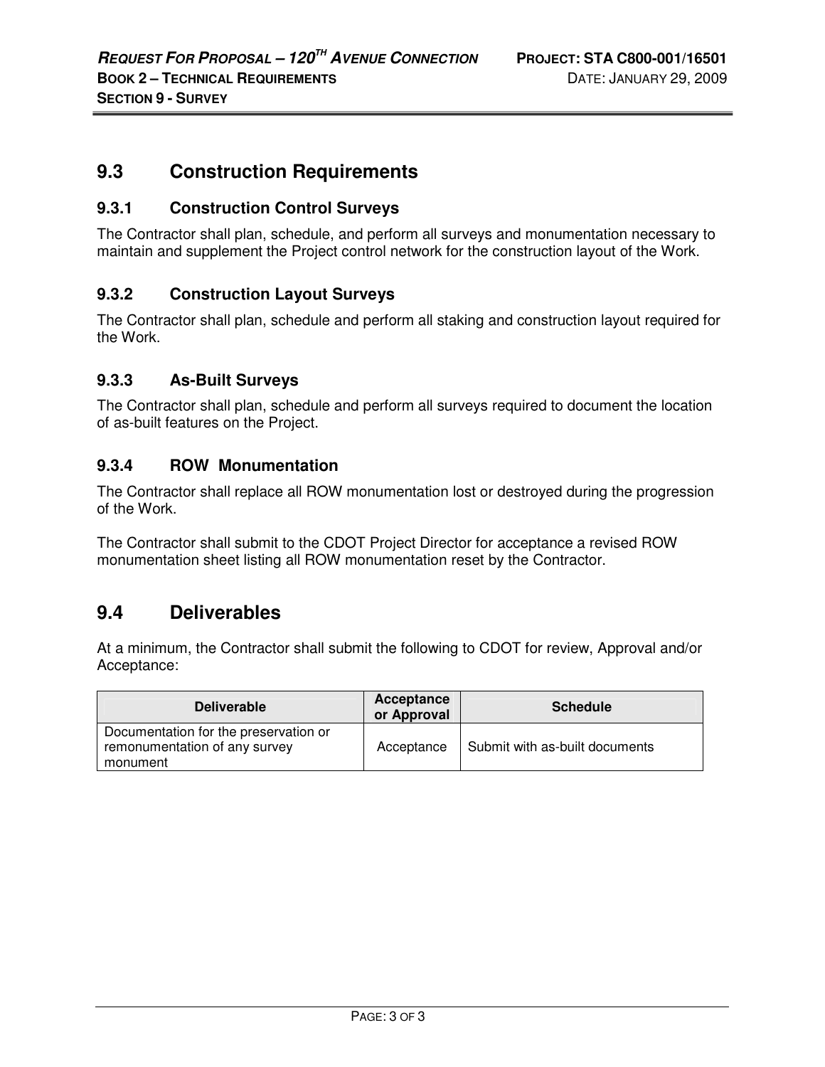## 9.3 Construction Requirements

### 9.3.1 Construction Control Surveys

The Contractor shall plan, schedule, and perform all surveys and monumentation necessary to maintain and supplement the Project control network for the construction layout of the Work.

### 9.3.2 Construction Layout Surveys

The Contractor shall plan, schedule and perform all staking and construction layout required for the Work.

### 9.3.3 As-Built Surveys

The Contractor shall plan, schedule and perform all surveys required to document the location of as-built features on the Project.

### 9.3.4 ROW Monumentation

The Contractor shall replace all ROW monumentation lost or destroyed during the progression of the Work.

The Contractor shall submit to the CDOT Project Director for acceptance a revised ROW monumentation sheet listing all ROW monumentation reset by the Contractor.

## 9.4 Deliverables

At a minimum, the Contractor shall submit the following to CDOT for review, Approval and/or Acceptance:

| Deliverable | Acceptance or Approval | Schedule |
|---|---|---|
| Documentation for the preservation or remonumentation of any survey monument | Acceptance | Submit with as-built documents |